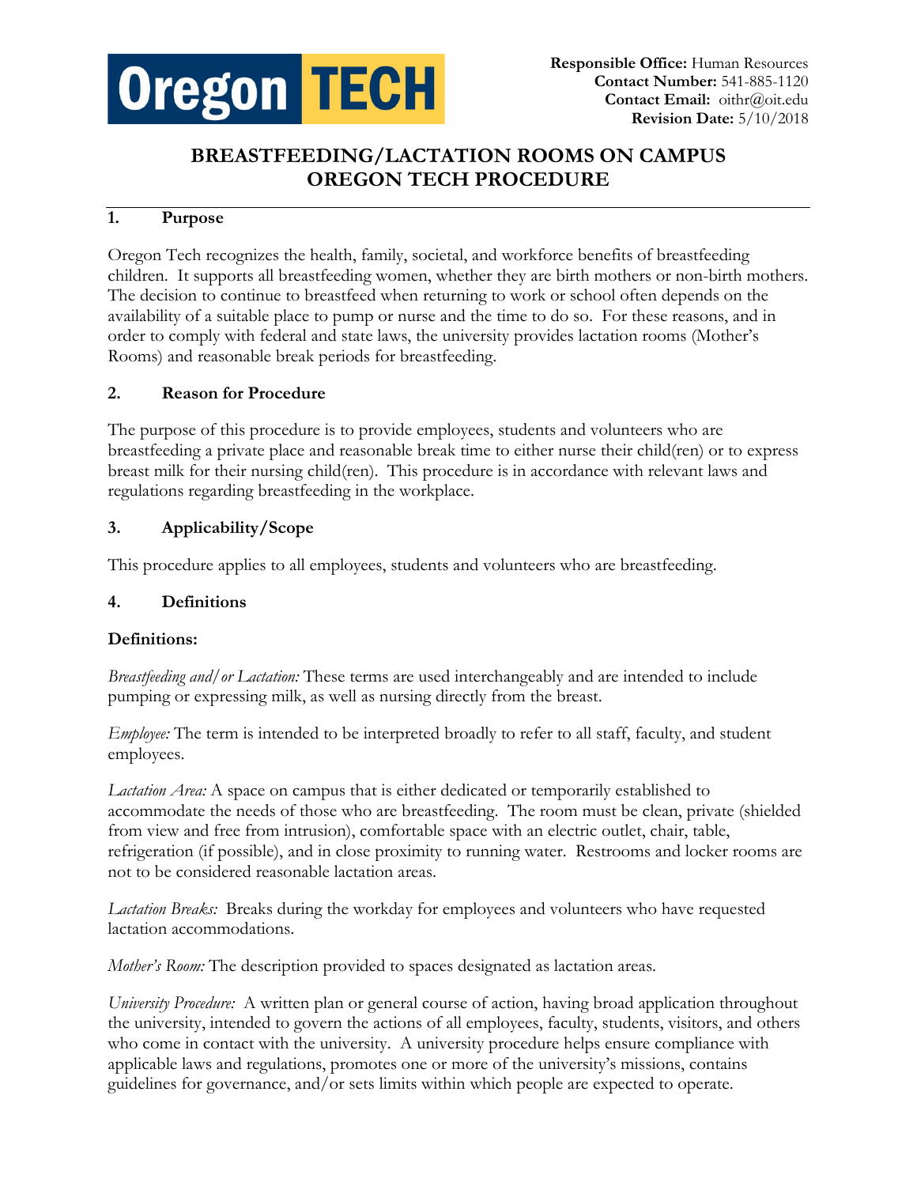Oregon TECH

**Responsible Office:** Human Resources
**Contact Number:** 541-885-1120
**Contact Email:** oithr@oit.edu
**Revision Date:** 5/10/2018

# BREASTFEEDING/LACTATION ROOMS ON CAMPUS OREGON TECH PROCEDURE

## 1. Purpose

Oregon Tech recognizes the health, family, societal, and workforce benefits of breastfeeding children. It supports all breastfeeding women, whether they are birth mothers or non-birth mothers. The decision to continue to breastfeed when returning to work or school often depends on the availability of a suitable place to pump or nurse and the time to do so. For these reasons, and in order to comply with federal and state laws, the university provides lactation rooms (Mother's Rooms) and reasonable break periods for breastfeeding.

## 2. Reason for Procedure

The purpose of this procedure is to provide employees, students and volunteers who are breastfeeding a private place and reasonable break time to either nurse their child(ren) or to express breast milk for their nursing child(ren). This procedure is in accordance with relevant laws and regulations regarding breastfeeding in the workplace.

## 3. Applicability/Scope

This procedure applies to all employees, students and volunteers who are breastfeeding.

## 4. Definitions

**Definitions:**

*Breastfeeding and/or Lactation:* These terms are used interchangeably and are intended to include pumping or expressing milk, as well as nursing directly from the breast.

*Employee:* The term is intended to be interpreted broadly to refer to all staff, faculty, and student employees.

*Lactation Area:* A space on campus that is either dedicated or temporarily established to accommodate the needs of those who are breastfeeding. The room must be clean, private (shielded from view and free from intrusion), comfortable space with an electric outlet, chair, table, refrigeration (if possible), and in close proximity to running water. Restrooms and locker rooms are not to be considered reasonable lactation areas.

*Lactation Breaks:* Breaks during the workday for employees and volunteers who have requested lactation accommodations.

*Mother's Room:* The description provided to spaces designated as lactation areas.

*University Procedure:* A written plan or general course of action, having broad application throughout the university, intended to govern the actions of all employees, faculty, students, visitors, and others who come in contact with the university. A university procedure helps ensure compliance with applicable laws and regulations, promotes one or more of the university's missions, contains guidelines for governance, and/or sets limits within which people are expected to operate.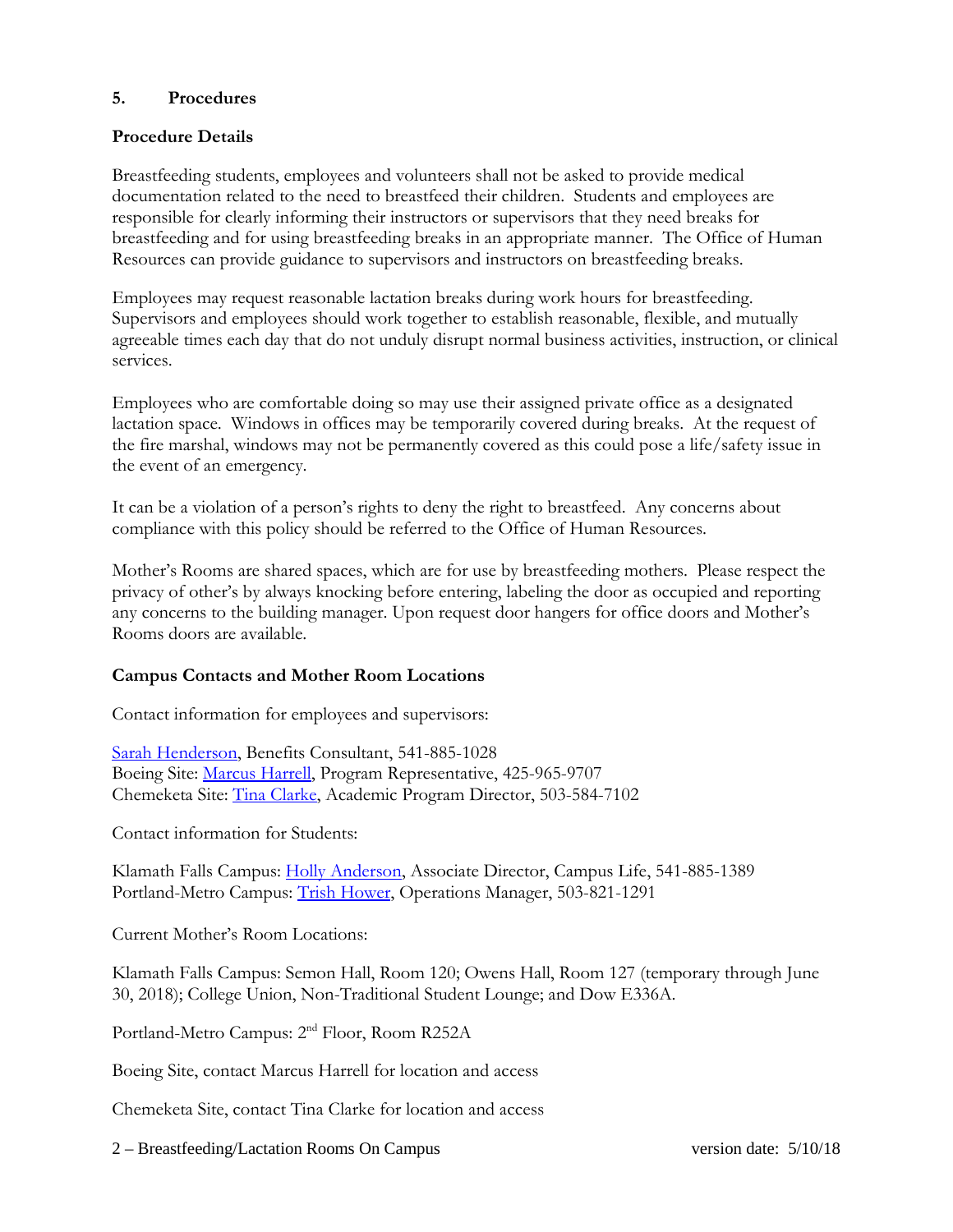## 5. Procedures

**Procedure Details**

Breastfeeding students, employees and volunteers shall not be asked to provide medical documentation related to the need to breastfeed their children. Students and employees are responsible for clearly informing their instructors or supervisors that they need breaks for breastfeeding and for using breastfeeding breaks in an appropriate manner. The Office of Human Resources can provide guidance to supervisors and instructors on breastfeeding breaks.

Employees may request reasonable lactation breaks during work hours for breastfeeding. Supervisors and employees should work together to establish reasonable, flexible, and mutually agreeable times each day that do not unduly disrupt normal business activities, instruction, or clinical services.

Employees who are comfortable doing so may use their assigned private office as a designated lactation space. Windows in offices may be temporarily covered during breaks. At the request of the fire marshal, windows may not be permanently covered as this could pose a life/safety issue in the event of an emergency.

It can be a violation of a person's rights to deny the right to breastfeed. Any concerns about compliance with this policy should be referred to the Office of Human Resources.

Mother's Rooms are shared spaces, which are for use by breastfeeding mothers. Please respect the privacy of other's by always knocking before entering, labeling the door as occupied and reporting any concerns to the building manager. Upon request door hangers for office doors and Mother's Rooms doors are available.

**Campus Contacts and Mother Room Locations**

Contact information for employees and supervisors:

Sarah Henderson, Benefits Consultant, 541-885-1028
Boeing Site: Marcus Harrell, Program Representative, 425-965-9707
Chemeketa Site: Tina Clarke, Academic Program Director, 503-584-7102

Contact information for Students:

Klamath Falls Campus: Holly Anderson, Associate Director, Campus Life, 541-885-1389
Portland-Metro Campus: Trish Hower, Operations Manager, 503-821-1291

Current Mother's Room Locations:

Klamath Falls Campus: Semon Hall, Room 120; Owens Hall, Room 127 (temporary through June 30, 2018); College Union, Non-Traditional Student Lounge; and Dow E336A.

Portland-Metro Campus: 2nd Floor, Room R252A

Boeing Site, contact Marcus Harrell for location and access

Chemeketa Site, contact Tina Clarke for location and access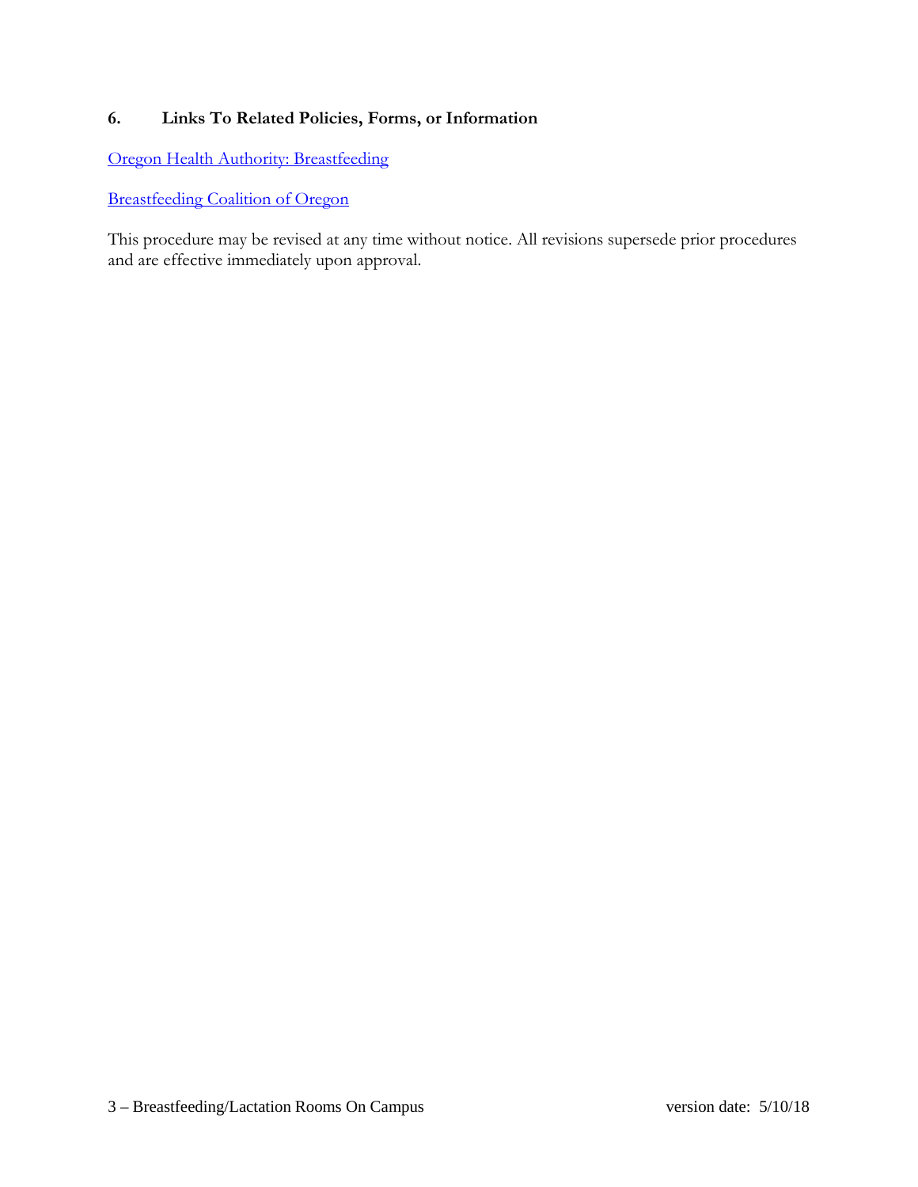### 6. Links To Related Policies, Forms, or Information

Oregon Health Authority: Breastfeeding

Breastfeeding Coalition of Oregon

This procedure may be revised at any time without notice. All revisions supersede prior procedures and are effective immediately upon approval.